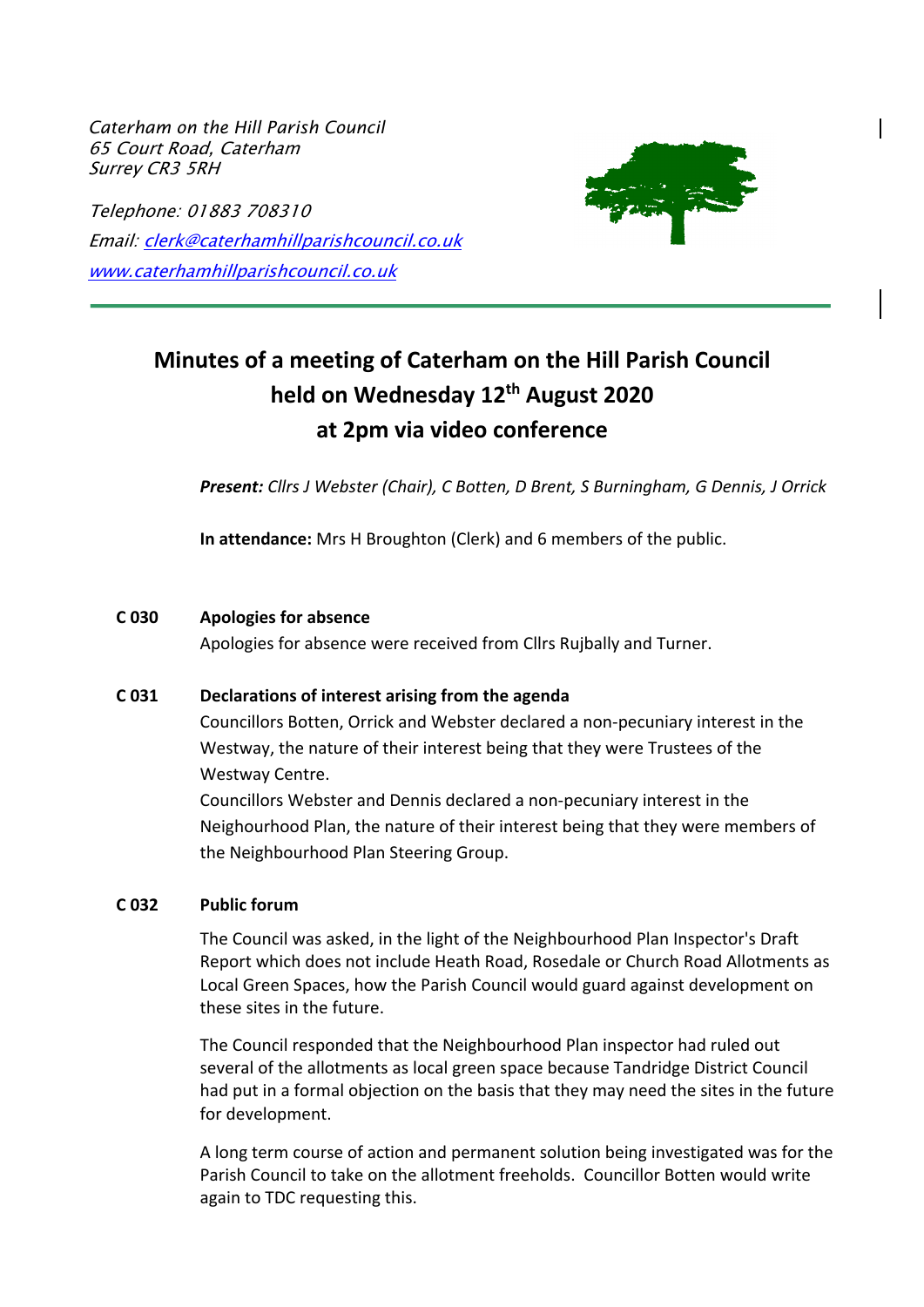*Caterham on the Hill Parish Council*
*65 Court Road, Caterham*
*Surrey CR3 5RH*

*Telephone: 01883 708310*
*Email: clerk@caterhamhillparishcouncil.co.uk*
*www.caterhamhillparishcouncil.co.uk*

# Minutes of a meeting of Caterham on the Hill Parish Council held on Wednesday 12th August 2020 at 2pm via video conference

***Present:*** *Cllrs J Webster (Chair), C Botten, D Brent, S Burningham, G Dennis, J Orrick*

**In attendance:** Mrs H Broughton (Clerk) and 6 members of the public.

**C 030 Apologies for absence**

Apologies for absence were received from Cllrs Rujbally and Turner.

**C 031 Declarations of interest arising from the agenda**

Councillors Botten, Orrick and Webster declared a non-pecuniary interest in the Westway, the nature of their interest being that they were Trustees of the Westway Centre.

Councillors Webster and Dennis declared a non-pecuniary interest in the Neighbourhood Plan, the nature of their interest being that they were members of the Neighbourhood Plan Steering Group.

**C 032 Public forum**

The Council was asked, in the light of the Neighbourhood Plan Inspector's Draft Report which does not include Heath Road, Rosedale or Church Road Allotments as Local Green Spaces, how the Parish Council would guard against development on these sites in the future.

The Council responded that the Neighbourhood Plan inspector had ruled out several of the allotments as local green space because Tandridge District Council had put in a formal objection on the basis that they may need the sites in the future for development.

A long term course of action and permanent solution being investigated was for the Parish Council to take on the allotment freeholds. Councillor Botten would write again to TDC requesting this.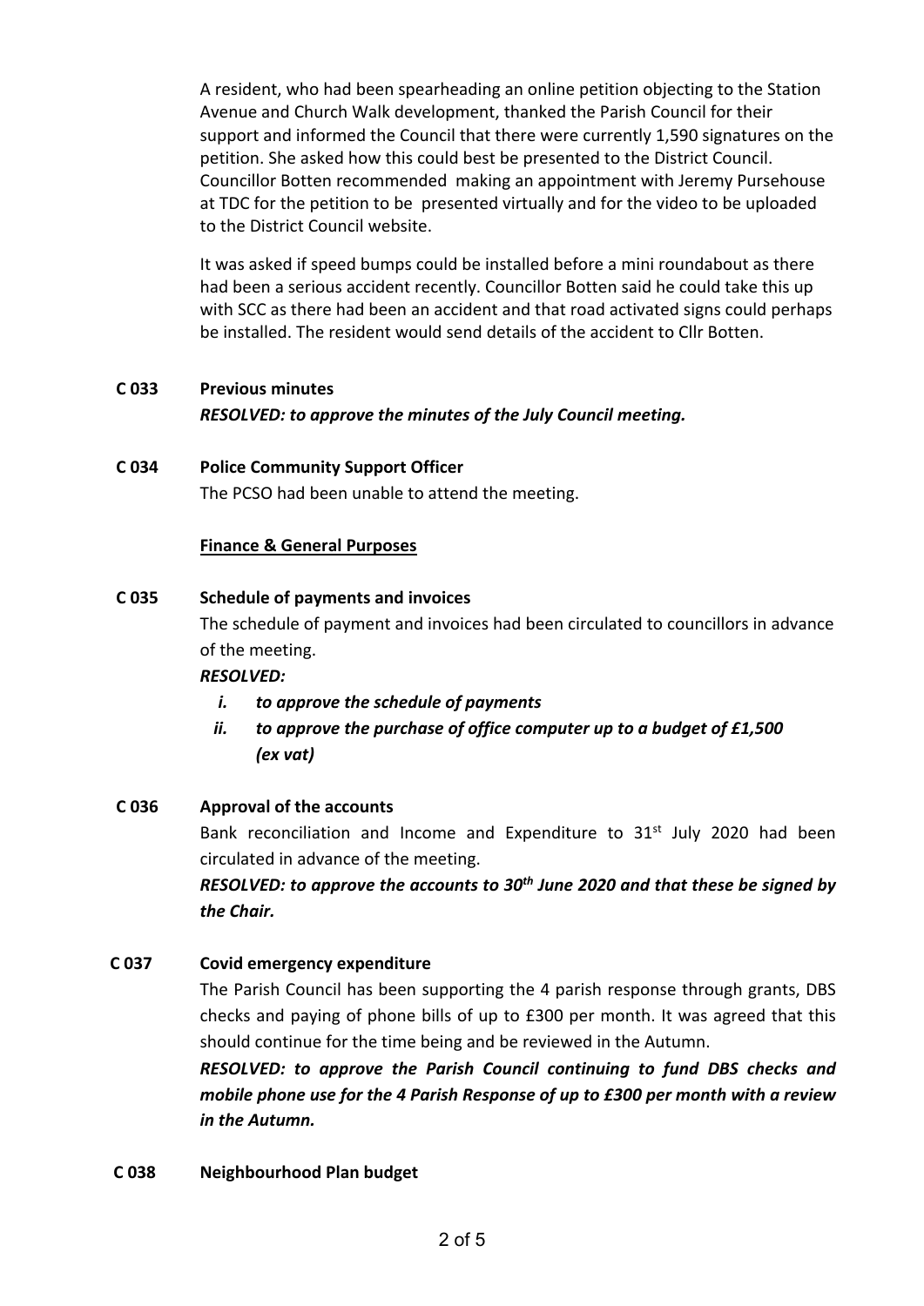A resident, who had been spearheading an online petition objecting to the Station Avenue and Church Walk development, thanked the Parish Council for their support and informed the Council that there were currently 1,590 signatures on the petition. She asked how this could best be presented to the District Council. Councillor Botten recommended making an appointment with Jeremy Pursehouse at TDC for the petition to be presented virtually and for the video to be uploaded to the District Council website.

It was asked if speed bumps could be installed before a mini roundabout as there had been a serious accident recently. Councillor Botten said he could take this up with SCC as there had been an accident and that road activated signs could perhaps be installed. The resident would send details of the accident to Cllr Botten.

**C 033 Previous minutes**

***RESOLVED: to approve the minutes of the July Council meeting.***

**C 034 Police Community Support Officer**

The PCSO had been unable to attend the meeting.

**Finance & General Purposes**

**C 035 Schedule of payments and invoices**

The schedule of payment and invoices had been circulated to councillors in advance of the meeting.

***RESOLVED:***

- ***i. to approve the schedule of payments***
- ***ii. to approve the purchase of office computer up to a budget of £1,500 (ex vat)***

**C 036 Approval of the accounts**

Bank reconciliation and Income and Expenditure to 31st July 2020 had been circulated in advance of the meeting.

***RESOLVED: to approve the accounts to 30th June 2020 and that these be signed by the Chair.***

**C 037 Covid emergency expenditure**

The Parish Council has been supporting the 4 parish response through grants, DBS checks and paying of phone bills of up to £300 per month. It was agreed that this should continue for the time being and be reviewed in the Autumn.

***RESOLVED: to approve the Parish Council continuing to fund DBS checks and mobile phone use for the 4 Parish Response of up to £300 per month with a review in the Autumn.***

**C 038 Neighbourhood Plan budget**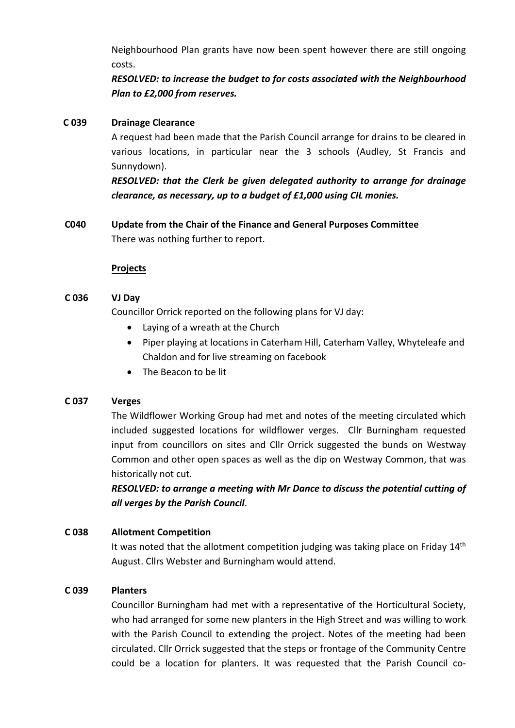Neighbourhood Plan grants have now been spent however there are still ongoing costs.

***RESOLVED: to increase the budget to for costs associated with the Neighbourhood Plan to £2,000 from reserves.***

**C 039 Drainage Clearance**

A request had been made that the Parish Council arrange for drains to be cleared in various locations, in particular near the 3 schools (Audley, St Francis and Sunnydown).

***RESOLVED: that the Clerk be given delegated authority to arrange for drainage clearance, as necessary, up to a budget of £1,000 using CIL monies.***

**C040 Update from the Chair of the Finance and General Purposes Committee**

There was nothing further to report.

**Projects**

**C 036 VJ Day**

Councillor Orrick reported on the following plans for VJ day:

- Laying of a wreath at the Church
- Piper playing at locations in Caterham Hill, Caterham Valley, Whyteleafe and Chaldon and for live streaming on facebook
- The Beacon to be lit

**C 037 Verges**

The Wildflower Working Group had met and notes of the meeting circulated which included suggested locations for wildflower verges. Cllr Burningham requested input from councillors on sites and Cllr Orrick suggested the bunds on Westway Common and other open spaces as well as the dip on Westway Common, that was historically not cut.

***RESOLVED: to arrange a meeting with Mr Dance to discuss the potential cutting of all verges by the Parish Council***.

**C 038 Allotment Competition**

It was noted that the allotment competition judging was taking place on Friday 14th August. Cllrs Webster and Burningham would attend.

**C 039 Planters**

Councillor Burningham had met with a representative of the Horticultural Society, who had arranged for some new planters in the High Street and was willing to work with the Parish Council to extending the project. Notes of the meeting had been circulated. Cllr Orrick suggested that the steps or frontage of the Community Centre could be a location for planters. It was requested that the Parish Council co-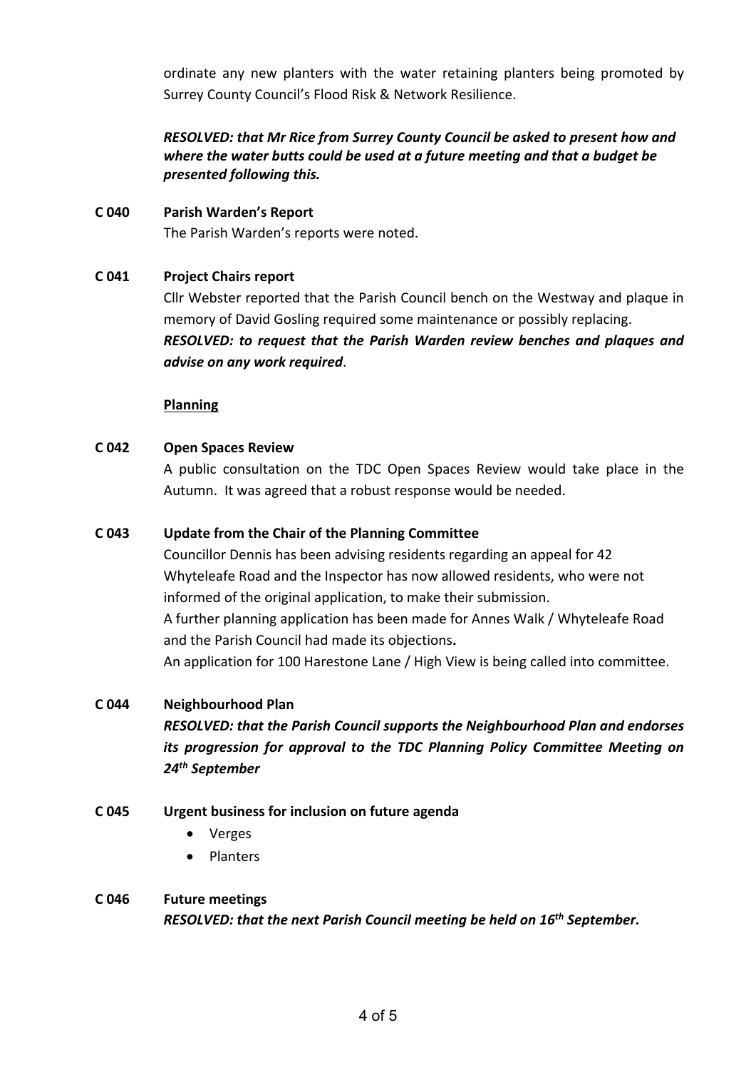ordinate any new planters with the water retaining planters being promoted by Surrey County Council's Flood Risk & Network Resilience.

***RESOLVED: that Mr Rice from Surrey County Council be asked to present how and where the water butts could be used at a future meeting and that a budget be presented following this.***

**C 040 Parish Warden's Report**

The Parish Warden's reports were noted.

**C 041 Project Chairs report**

Cllr Webster reported that the Parish Council bench on the Westway and plaque in memory of David Gosling required some maintenance or possibly replacing.

***RESOLVED: to request that the Parish Warden review benches and plaques and advise on any work required***.

**Planning**

**C 042 Open Spaces Review**

A public consultation on the TDC Open Spaces Review would take place in the Autumn. It was agreed that a robust response would be needed.

**C 043 Update from the Chair of the Planning Committee**

Councillor Dennis has been advising residents regarding an appeal for 42 Whyteleafe Road and the Inspector has now allowed residents, who were not informed of the original application, to make their submission.

A further planning application has been made for Annes Walk / Whyteleafe Road and the Parish Council had made its objections**.**

An application for 100 Harestone Lane / High View is being called into committee.

**C 044 Neighbourhood Plan**

***RESOLVED: that the Parish Council supports the Neighbourhood Plan and endorses its progression for approval to the TDC Planning Policy Committee Meeting on 24th September***

**C 045 Urgent business for inclusion on future agenda**

- Verges
- Planters

**C 046 Future meetings**

***RESOLVED: that the next Parish Council meeting be held on 16th September.***